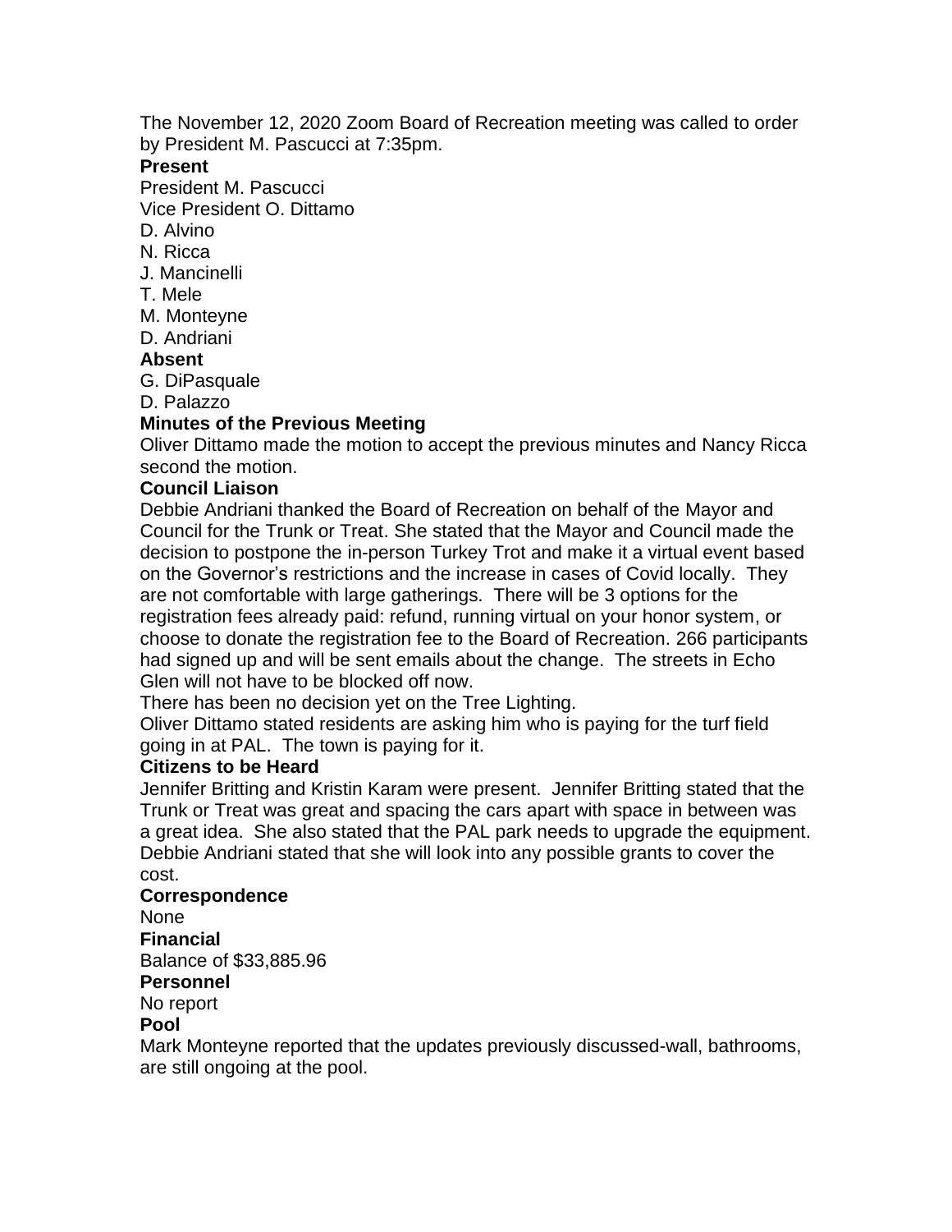The November 12, 2020 Zoom Board of Recreation meeting was called to order by President M. Pascucci at 7:35pm.

**Present**

President M. Pascucci
Vice President O. Dittamo
D. Alvino
N. Ricca
J. Mancinelli
T. Mele
M. Monteyne
D. Andriani

**Absent**

G. DiPasquale
D. Palazzo

**Minutes of the Previous Meeting**

Oliver Dittamo made the motion to accept the previous minutes and Nancy Ricca second the motion.

**Council Liaison**

Debbie Andriani thanked the Board of Recreation on behalf of the Mayor and Council for the Trunk or Treat. She stated that the Mayor and Council made the decision to postpone the in-person Turkey Trot and make it a virtual event based on the Governor's restrictions and the increase in cases of Covid locally. They are not comfortable with large gatherings. There will be 3 options for the registration fees already paid: refund, running virtual on your honor system, or choose to donate the registration fee to the Board of Recreation. 266 participants had signed up and will be sent emails about the change. The streets in Echo Glen will not have to be blocked off now.

There has been no decision yet on the Tree Lighting.

Oliver Dittamo stated residents are asking him who is paying for the turf field going in at PAL. The town is paying for it.

**Citizens to be Heard**

Jennifer Britting and Kristin Karam were present. Jennifer Britting stated that the Trunk or Treat was great and spacing the cars apart with space in between was a great idea. She also stated that the PAL park needs to upgrade the equipment. Debbie Andriani stated that she will look into any possible grants to cover the cost.

**Correspondence**

None

**Financial**

Balance of $33,885.96

**Personnel**

No report

**Pool**

Mark Monteyne reported that the updates previously discussed-wall, bathrooms, are still ongoing at the pool.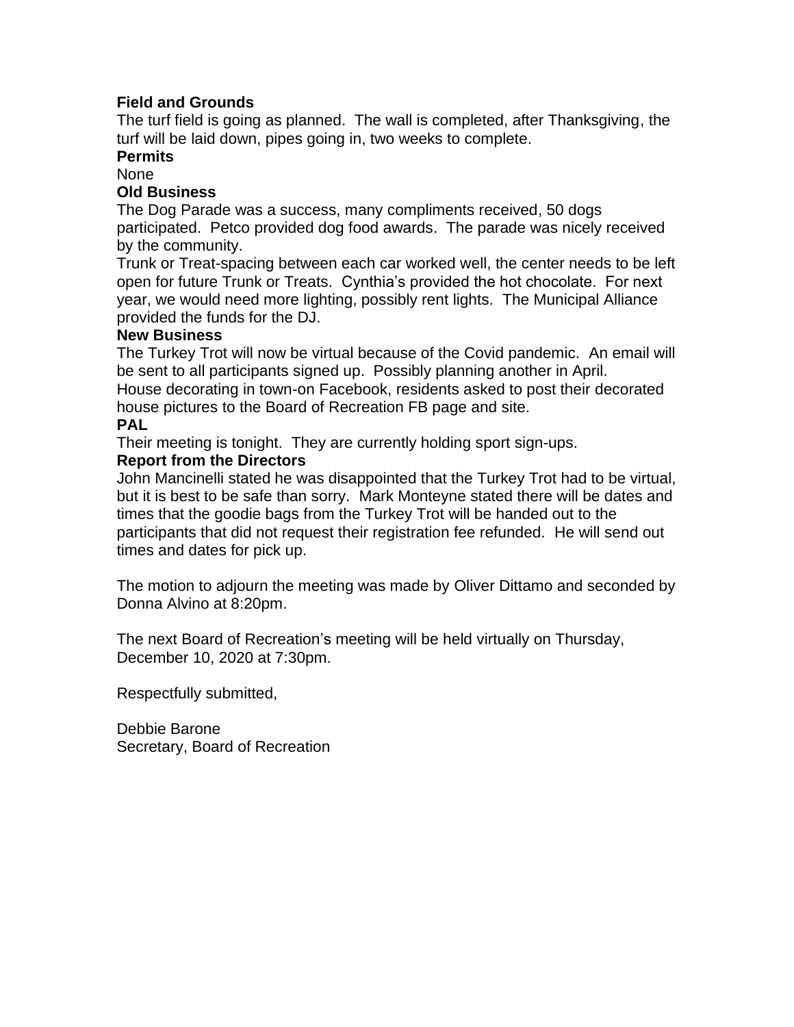**Field and Grounds**

The turf field is going as planned. The wall is completed, after Thanksgiving, the turf will be laid down, pipes going in, two weeks to complete.

**Permits**

None

**Old Business**

The Dog Parade was a success, many compliments received, 50 dogs participated. Petco provided dog food awards. The parade was nicely received by the community.

Trunk or Treat-spacing between each car worked well, the center needs to be left open for future Trunk or Treats. Cynthia's provided the hot chocolate. For next year, we would need more lighting, possibly rent lights. The Municipal Alliance provided the funds for the DJ.

**New Business**

The Turkey Trot will now be virtual because of the Covid pandemic. An email will be sent to all participants signed up. Possibly planning another in April.

House decorating in town-on Facebook, residents asked to post their decorated house pictures to the Board of Recreation FB page and site.

**PAL**

Their meeting is tonight. They are currently holding sport sign-ups.

**Report from the Directors**

John Mancinelli stated he was disappointed that the Turkey Trot had to be virtual, but it is best to be safe than sorry. Mark Monteyne stated there will be dates and times that the goodie bags from the Turkey Trot will be handed out to the participants that did not request their registration fee refunded. He will send out times and dates for pick up.

The motion to adjourn the meeting was made by Oliver Dittamo and seconded by Donna Alvino at 8:20pm.

The next Board of Recreation's meeting will be held virtually on Thursday, December 10, 2020 at 7:30pm.

Respectfully submitted,

Debbie Barone
Secretary, Board of Recreation